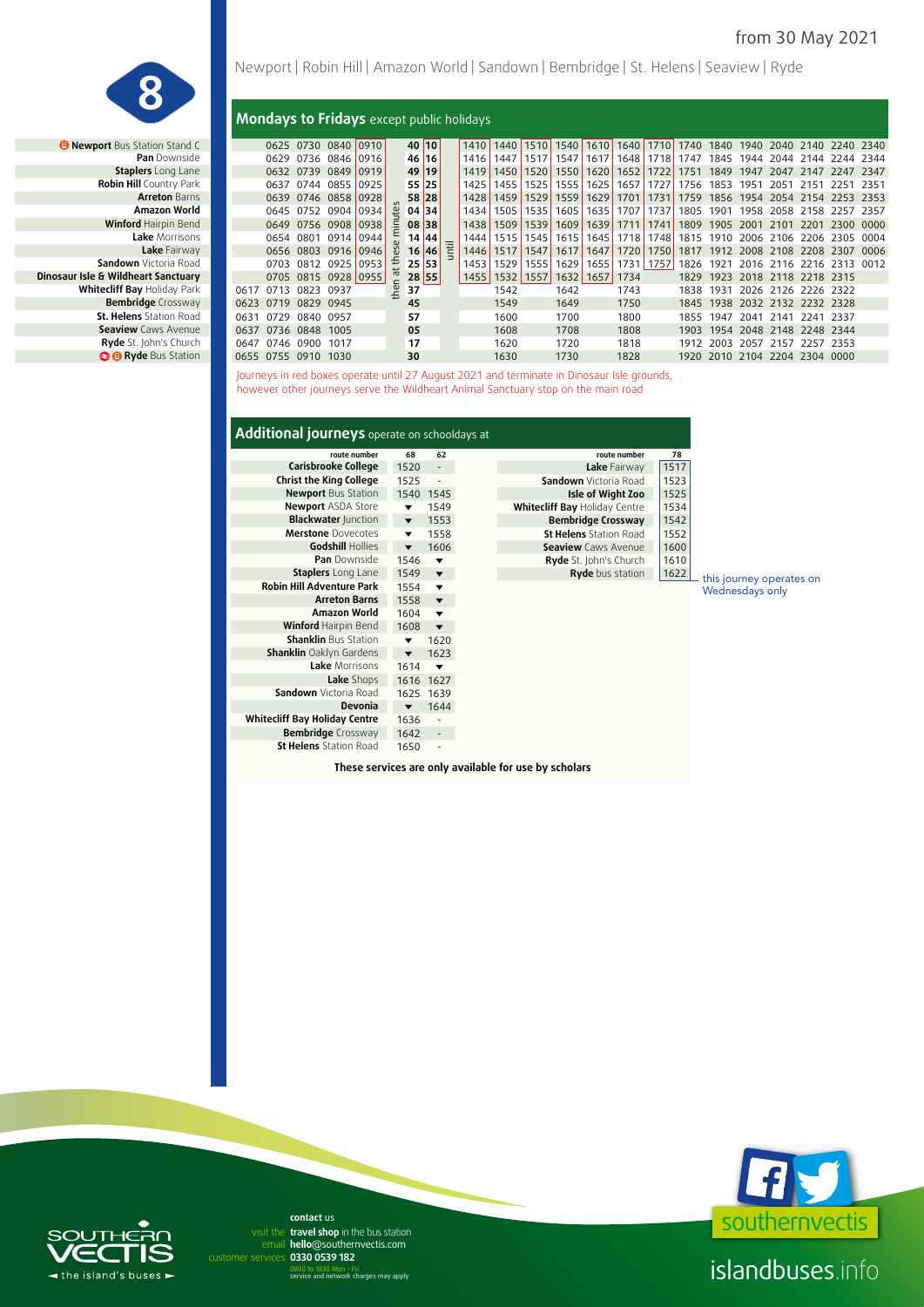# 8

## Newport | Robin Hill | Amazon World | Sandown | Bembridge | St. Helens | Seaview | Ryde

from 30 May 2021

### Mondays to Fridays except public holidays

| Stop | | | | | | then at these minutes | | until | | | | | | | | | | | | | | |
|---|---|---|---|---|---|---|---|---|---|---|---|---|---|---|---|---|---|---|---|---|---|---|
| **Newport** Bus Station Stand C | | 0625 | 0730 | 0840 | 0910 | 40 | 10 | | 1410 | 1440 | 1510 | 1540 | 1610 | 1640 | 1710 | 1740 | 1840 | 1940 | 2040 | 2140 | 2240 | 2340 |
| **Pan** Downside | | 0629 | 0736 | 0846 | 0916 | 46 | 16 | | 1416 | 1447 | 1517 | 1547 | 1617 | 1648 | 1718 | 1747 | 1845 | 1944 | 2044 | 2144 | 2244 | 2344 |
| **Staplers** Long Lane | | 0632 | 0739 | 0849 | 0919 | 49 | 19 | | 1419 | 1450 | 1520 | 1550 | 1620 | 1652 | 1722 | 1751 | 1849 | 1947 | 2047 | 2147 | 2247 | 2347 |
| **Robin Hill** Country Park | | 0637 | 0744 | 0855 | 0925 | 55 | 25 | | 1425 | 1455 | 1525 | 1555 | 1625 | 1657 | 1727 | 1756 | 1853 | 1951 | 2051 | 2151 | 2251 | 2351 |
| **Arreton** Barns | | 0639 | 0746 | 0858 | 0928 | 58 | 28 | | 1428 | 1459 | 1529 | 1559 | 1629 | 1701 | 1731 | 1759 | 1856 | 1954 | 2054 | 2154 | 2253 | 2353 |
| **Amazon World** | | 0645 | 0752 | 0904 | 0934 | 04 | 34 | | 1434 | 1505 | 1535 | 1605 | 1635 | 1707 | 1737 | 1805 | 1901 | 1958 | 2058 | 2158 | 2257 | 2357 |
| **Winford** Hairpin Bend | | 0649 | 0756 | 0908 | 0938 | 08 | 38 | | 1438 | 1509 | 1539 | 1609 | 1639 | 1711 | 1741 | 1809 | 1905 | 2001 | 2101 | 2201 | 2300 | 0000 |
| **Lake** Morrisons | | 0654 | 0801 | 0914 | 0944 | 14 | 44 | | 1444 | 1515 | 1545 | 1615 | 1645 | 1718 | 1748 | 1815 | 1910 | 2006 | 2106 | 2206 | 2305 | 0004 |
| **Lake** Fairway | | 0656 | 0803 | 0916 | 0946 | 16 | 46 | | 1446 | 1517 | 1547 | 1617 | 1647 | 1720 | 1750 | 1817 | 1912 | 2008 | 2108 | 2208 | 2307 | 0006 |
| **Sandown** Victoria Road | | 0703 | 0812 | 0925 | 0953 | 25 | 53 | | 1453 | 1529 | 1555 | 1629 | 1655 | 1731 | 1757 | 1826 | 1921 | 2016 | 2116 | 2216 | 2313 | 0012 |
| **Dinosaur Isle & Wildheart Sanctuary** | | 0705 | 0815 | 0928 | 0955 | 28 | 55 | | 1455 | 1532 | 1557 | 1632 | 1657 | 1734 | | 1829 | 1923 | 2018 | 2118 | 2218 | 2315 | |
| **Whitecliff Bay** Holiday Park | 0617 | 0713 | 0823 | 0937 | | 37 | | | | 1542 | | 1642 | | 1743 | | 1838 | 1931 | 2026 | 2126 | 2226 | 2322 | |
| **Bembridge** Crossway | 0623 | 0719 | 0829 | 0945 | | 45 | | | | 1549 | | 1649 | | 1750 | | 1845 | 1938 | 2032 | 2132 | 2232 | 2328 | |
| **St. Helens** Station Road | 0631 | 0729 | 0840 | 0957 | | 57 | | | | 1600 | | 1700 | | 1800 | | 1855 | 1947 | 2041 | 2141 | 2241 | 2337 | |
| **Seaview** Caws Avenue | 0637 | 0736 | 0848 | 1005 | | 05 | | | | 1608 | | 1708 | | 1808 | | 1903 | 1954 | 2048 | 2148 | 2248 | 2344 | |
| **Ryde** St. John's Church | 0647 | 0746 | 0900 | 1017 | | 17 | | | | 1620 | | 1720 | | 1818 | | 1912 | 2003 | 2057 | 2157 | 2257 | 2353 | |
| **Ryde** Bus Station | 0655 | 0755 | 0910 | 1030 | | 30 | | | | 1630 | | 1730 | | 1828 | | 1920 | 2010 | 2104 | 2204 | 2304 | 0000 | |

Journeys in red boxes operate until 27 August 2021 and terminate in Dinosaur Isle grounds, however other journeys serve the Wildheart Animal Sanctuary stop on the main road

### Additional journeys operate on schooldays at

| route number | 68 | 62 |
|---|---|---|
| **Carisbrooke College** | 1520 | - |
| **Christ the King College** | 1525 | - |
| **Newport** Bus Station | 1540 | 1545 |
| **Newport** ASDA Store | ▼ | 1549 |
| **Blackwater** Junction | ▼ | 1553 |
| **Merstone** Dovecotes | ▼ | 1558 |
| **Godshill** Hollies | ▼ | 1606 |
| **Pan** Downside | 1546 | ▼ |
| **Staplers** Long Lane | 1549 | ▼ |
| **Robin Hill Adventure Park** | 1554 | ▼ |
| **Arreton Barns** | 1558 | ▼ |
| **Amazon World** | 1604 | ▼ |
| **Winford** Hairpin Bend | 1608 | ▼ |
| **Shanklin** Bus Station | ▼ | 1620 |
| **Shanklin** Oaklyn Gardens | ▼ | 1623 |
| **Lake** Morrisons | 1614 | ▼ |
| **Lake** Shops | 1616 | 1627 |
| **Sandown** Victoria Road | 1625 | 1639 |
| **Devonia** | ▼ | 1644 |
| **Whitecliff Bay Holiday Centre** | 1636 | - |
| **Bembridge** Crossway | 1642 | - |
| **St Helens** Station Road | 1650 | - |

| route number | 78 |
|---|---|
| **Lake** Fairway | 1517 |
| **Sandown** Victoria Road | 1523 |
| **Isle of Wight Zoo** | 1525 |
| **Whitecliff Bay** Holiday Centre | 1534 |
| **Bembridge Crossway** | 1542 |
| **St Helens** Station Road | 1552 |
| **Seaview** Caws Avenue | 1600 |
| **Ryde** St. John's Church | 1610 |
| **Ryde** bus station | 1622 |

this journey operates on Wednesdays only

**These services are only available for use by scholars**

**contact** us

visit the **travel shop** in the bus station
email **hello@southernvectis.com**
customer services **0330 0539 182**
0800 to 1830 Mon - Fri
service and network charges may apply

SOUTHERN VECTIS ◄ the island's buses ►

southernvectis

islandbuses.info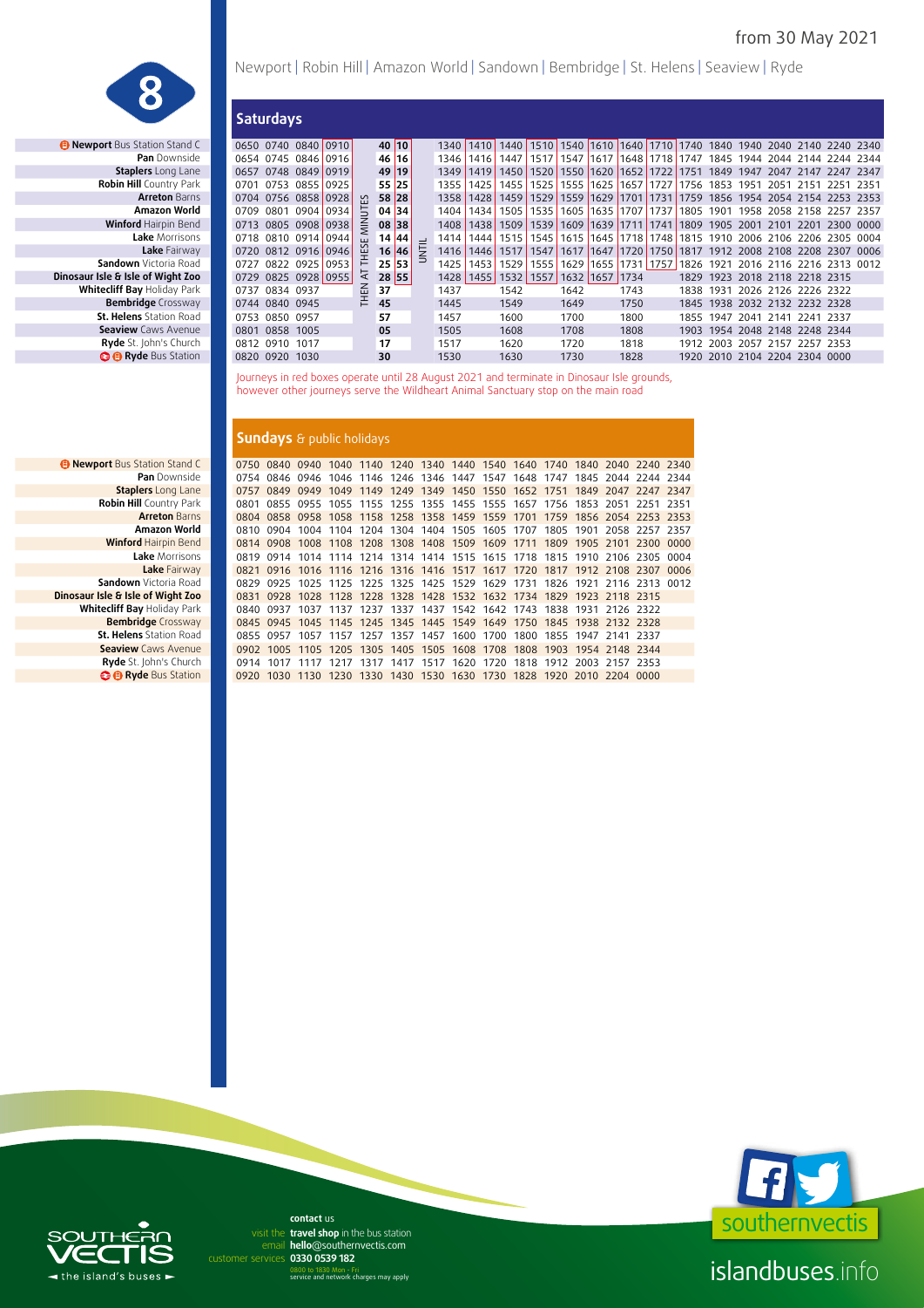# 8

from 30 May 2021

Newport | Robin Hill | Amazon World | Sandown | Bembridge | St. Helens | Seaview | Ryde

## Saturdays

| Stop | | | | | THEN AT THESE MINUTES | | UNTIL | | | | | | | | | | | | | | | | |
|---|---|---|---|---|---|---|---|---|---|---|---|---|---|---|---|---|---|---|---|---|---|---|---|
| **Newport** Bus Station Stand C | 0650 | 0740 | 0840 | 0910 | 40 | 10 | | 1340 | 1410 | 1440 | 1510 | 1540 | 1610 | 1640 | 1710 | 1740 | 1840 | 1940 | 2040 | 2140 | 2240 | 2340 |
| **Pan** Downside | 0654 | 0745 | 0846 | 0916 | 46 | 16 | | 1346 | 1416 | 1447 | 1517 | 1547 | 1617 | 1648 | 1718 | 1747 | 1845 | 1944 | 2044 | 2144 | 2244 | 2344 |
| **Staplers** Long Lane | 0657 | 0748 | 0849 | 0919 | 49 | 19 | | 1349 | 1419 | 1450 | 1520 | 1550 | 1620 | 1652 | 1722 | 1751 | 1849 | 1947 | 2047 | 2147 | 2247 | 2347 |
| **Robin Hill** Country Park | 0701 | 0753 | 0855 | 0925 | 55 | 25 | | 1355 | 1425 | 1455 | 1525 | 1555 | 1625 | 1657 | 1727 | 1756 | 1853 | 1951 | 2051 | 2151 | 2251 | 2351 |
| **Arreton** Barns | 0704 | 0756 | 0858 | 0928 | 58 | 28 | | 1358 | 1428 | 1459 | 1529 | 1559 | 1629 | 1701 | 1731 | 1759 | 1856 | 1954 | 2054 | 2154 | 2253 | 2353 |
| **Amazon World** | 0709 | 0801 | 0904 | 0934 | 04 | 34 | | 1404 | 1434 | 1505 | 1535 | 1605 | 1635 | 1707 | 1737 | 1805 | 1901 | 1958 | 2058 | 2158 | 2257 | 2357 |
| **Winford** Hairpin Bend | 0713 | 0805 | 0908 | 0938 | 08 | 38 | | 1408 | 1438 | 1509 | 1539 | 1609 | 1639 | 1711 | 1741 | 1809 | 1905 | 2001 | 2101 | 2201 | 2300 | 0000 |
| **Lake** Morrisons | 0718 | 0810 | 0914 | 0944 | 14 | 44 | | 1414 | 1444 | 1515 | 1545 | 1615 | 1645 | 1718 | 1748 | 1815 | 1910 | 2006 | 2106 | 2206 | 2305 | 0004 |
| **Lake** Fairway | 0720 | 0812 | 0916 | 0946 | 16 | 46 | | 1416 | 1446 | 1517 | 1547 | 1617 | 1647 | 1720 | 1750 | 1817 | 1912 | 2008 | 2108 | 2208 | 2307 | 0006 |
| **Sandown** Victoria Road | 0727 | 0822 | 0925 | 0953 | 25 | 53 | | 1425 | 1453 | 1529 | 1555 | 1629 | 1655 | 1731 | 1757 | 1826 | 1921 | 2016 | 2116 | 2216 | 2313 | 0012 |
| **Dinosaur Isle & Isle of Wight Zoo** | 0729 | 0825 | 0928 | 0955 | 28 | 55 | | 1428 | 1455 | 1532 | 1557 | 1632 | 1657 | 1734 | | 1829 | 1923 | 2018 | 2118 | 2218 | 2315 | |
| **Whitecliff Bay** Holiday Park | 0737 | 0834 | 0937 | | 37 | | | 1437 | | 1542 | | 1642 | | 1743 | | 1838 | 1931 | 2026 | 2126 | 2226 | 2322 | |
| **Bembridge** Crossway | 0744 | 0840 | 0945 | | 45 | | | 1445 | | 1549 | | 1649 | | 1750 | | 1845 | 1938 | 2032 | 2132 | 2232 | 2328 | |
| **St. Helens** Station Road | 0753 | 0850 | 0957 | | 57 | | | 1457 | | 1600 | | 1700 | | 1800 | | 1855 | 1947 | 2041 | 2141 | 2241 | 2337 | |
| **Seaview** Caws Avenue | 0801 | 0858 | 1005 | | 05 | | | 1505 | | 1608 | | 1708 | | 1808 | | 1903 | 1954 | 2048 | 2148 | 2248 | 2344 | |
| **Ryde** St. John's Church | 0812 | 0910 | 1017 | | 17 | | | 1517 | | 1620 | | 1720 | | 1818 | | 1912 | 2003 | 2057 | 2157 | 2257 | 2353 | |
| **Ryde** Bus Station | 0820 | 0920 | 1030 | | 30 | | | 1530 | | 1630 | | 1730 | | 1828 | | 1920 | 2010 | 2104 | 2204 | 2304 | 0000 | |

Journeys in red boxes operate until 28 August 2021 and terminate in Dinosaur Isle grounds, however other journeys serve the Wildheart Animal Sanctuary stop on the main road

## Sundays & public holidays

| Stop | | | | | | | | | | | | | | | |
|---|---|---|---|---|---|---|---|---|---|---|---|---|---|---|---|
| **Newport** Bus Station Stand C | 0750 | 0840 | 0940 | 1040 | 1140 | 1240 | 1340 | 1440 | 1540 | 1640 | 1740 | 1840 | 2040 | 2240 | 2340 |
| **Pan** Downside | 0754 | 0846 | 0946 | 1046 | 1146 | 1246 | 1346 | 1447 | 1548 | 1648 | 1747 | 1845 | 2044 | 2244 | 2344 |
| **Staplers** Long Lane | 0757 | 0849 | 0949 | 1049 | 1149 | 1249 | 1349 | 1450 | 1550 | 1652 | 1751 | 1849 | 2047 | 2247 | 2347 |
| **Robin Hill** Country Park | 0801 | 0855 | 0955 | 1055 | 1155 | 1255 | 1355 | 1455 | 1555 | 1657 | 1756 | 1853 | 2051 | 2251 | 2351 |
| **Arreton** Barns | 0804 | 0858 | 0958 | 1058 | 1158 | 1258 | 1358 | 1459 | 1559 | 1701 | 1759 | 1856 | 2054 | 2253 | 2353 |
| **Amazon World** | 0810 | 0904 | 1004 | 1104 | 1204 | 1304 | 1404 | 1505 | 1605 | 1707 | 1805 | 1901 | 2058 | 2257 | 2357 |
| **Winford** Hairpin Bend | 0814 | 0908 | 1008 | 1108 | 1208 | 1308 | 1408 | 1509 | 1609 | 1711 | 1809 | 1905 | 2101 | 2300 | 0000 |
| **Lake** Morrisons | 0819 | 0914 | 1014 | 1114 | 1214 | 1314 | 1414 | 1515 | 1615 | 1718 | 1815 | 1910 | 2106 | 2305 | 0004 |
| **Lake** Fairway | 0821 | 0916 | 1016 | 1116 | 1216 | 1316 | 1416 | 1517 | 1617 | 1720 | 1817 | 1912 | 2108 | 2307 | 0006 |
| **Sandown** Victoria Road | 0829 | 0925 | 1025 | 1125 | 1225 | 1325 | 1425 | 1529 | 1629 | 1731 | 1826 | 1921 | 2116 | 2313 | 0012 |
| **Dinosaur Isle & Isle of Wight Zoo** | 0831 | 0928 | 1028 | 1128 | 1228 | 1328 | 1428 | 1532 | 1632 | 1734 | 1829 | 1923 | 2118 | 2315 | |
| **Whitecliff Bay** Holiday Park | 0840 | 0937 | 1037 | 1137 | 1237 | 1337 | 1437 | 1542 | 1642 | 1743 | 1838 | 1931 | 2126 | 2322 | |
| **Bembridge** Crossway | 0845 | 0945 | 1045 | 1145 | 1245 | 1345 | 1445 | 1549 | 1649 | 1750 | 1845 | 1938 | 2132 | 2328 | |
| **St. Helens** Station Road | 0855 | 0957 | 1057 | 1157 | 1257 | 1357 | 1457 | 1600 | 1700 | 1800 | 1855 | 1947 | 2141 | 2337 | |
| **Seaview** Caws Avenue | 0902 | 1005 | 1105 | 1205 | 1305 | 1405 | 1505 | 1608 | 1708 | 1808 | 1903 | 1954 | 2148 | 2344 | |
| **Ryde** St. John's Church | 0914 | 1017 | 1117 | 1217 | 1317 | 1417 | 1517 | 1620 | 1720 | 1818 | 1912 | 2003 | 2157 | 2353 | |
| **Ryde** Bus Station | 0920 | 1030 | 1130 | 1230 | 1330 | 1430 | 1530 | 1630 | 1730 | 1828 | 1920 | 2010 | 2204 | 0000 | |

**contact** us
visit the **travel shop** in the bus station
email **hello**@southernvectis.com
customer services **0330 0539 182**
0800 to 1830 Mon - Fri
service and network charges may apply

SOUTHERN VECTIS — the island's buses

southernvectis

islandbuses.info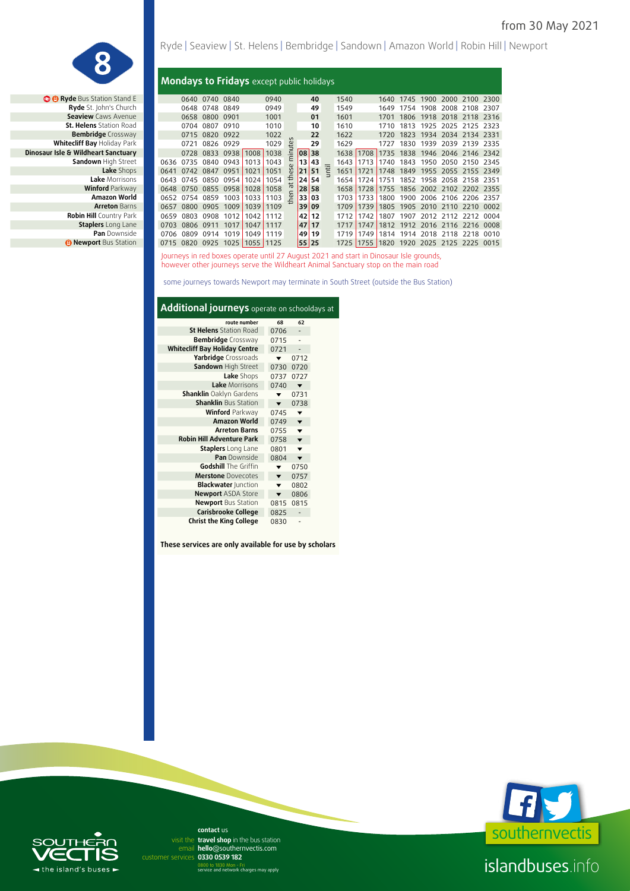from 30 May 2021

# 8

Ryde | Seaview | St. Helens | Bembridge | Sandown | Amazon World | Robin Hill | Newport

## Mondays to Fridays except public holidays

| Stop | | | | | | | | | | | | | | | | | | | | |
|---|---|---|---|---|---|---|---|---|---|---|---|---|---|---|---|---|---|---|---|---|
| **Ryde** Bus Station Stand E | | 0640 | 0740 | 0840 | | 0940 | then at these minutes | | 40 | until | 1540 | | 1640 | 1745 | 1900 | 2000 | 2100 | 2300 |
| **Ryde** St. John's Church | | 0648 | 0748 | 0849 | | 0949 | | | 49 | | 1549 | | 1649 | 1754 | 1908 | 2008 | 2108 | 2307 |
| **Seaview** Caws Avenue | | 0658 | 0800 | 0901 | | 1001 | | | 01 | | 1601 | | 1701 | 1806 | 1918 | 2018 | 2118 | 2316 |
| **St. Helens** Station Road | | 0704 | 0807 | 0910 | | 1010 | | | 10 | | 1610 | | 1710 | 1813 | 1925 | 2025 | 2125 | 2323 |
| **Bembridge** Crossway | | 0715 | 0820 | 0922 | | 1022 | | | 22 | | 1622 | | 1720 | 1823 | 1934 | 2034 | 2134 | 2331 |
| **Whitecliff Bay** Holiday Park | | 0721 | 0826 | 0929 | | 1029 | | | 29 | | 1629 | | 1727 | 1830 | 1939 | 2039 | 2139 | 2335 |
| **Dinosaur Isle & Wildheart Sanctuary** | | 0728 | 0833 | 0938 | 1008 | 1038 | | 08 | 38 | | 1638 | 1708 | 1735 | 1838 | 1946 | 2046 | 2146 | 2342 |
| **Sandown** High Street | 0636 | 0735 | 0840 | 0943 | 1013 | 1043 | | 13 | 43 | | 1643 | 1713 | 1740 | 1843 | 1950 | 2050 | 2150 | 2345 |
| **Lake** Shops | 0641 | 0742 | 0847 | 0951 | 1021 | 1051 | | 21 | 51 | | 1651 | 1721 | 1748 | 1849 | 1955 | 2055 | 2155 | 2349 |
| **Lake** Morrisons | 0643 | 0745 | 0850 | 0954 | 1024 | 1054 | | 24 | 54 | | 1654 | 1724 | 1751 | 1852 | 1958 | 2058 | 2158 | 2351 |
| **Winford** Parkway | 0648 | 0750 | 0855 | 0958 | 1028 | 1058 | | 28 | 58 | | 1658 | 1728 | 1755 | 1856 | 2002 | 2102 | 2202 | 2355 |
| **Amazon World** | 0652 | 0754 | 0859 | 1003 | 1033 | 1103 | | 33 | 03 | | 1703 | 1733 | 1800 | 1900 | 2006 | 2106 | 2206 | 2357 |
| **Arreton** Barns | 0657 | 0800 | 0905 | 1009 | 1039 | 1109 | | 39 | 09 | | 1709 | 1739 | 1805 | 1905 | 2010 | 2110 | 2210 | 0002 |
| **Robin Hill** Country Park | 0659 | 0803 | 0908 | 1012 | 1042 | 1112 | | 42 | 12 | | 1712 | 1742 | 1807 | 1907 | 2012 | 2112 | 2212 | 0004 |
| **Staplers** Long Lane | 0703 | 0806 | 0911 | 1017 | 1047 | 1117 | | 47 | 17 | | 1717 | 1747 | 1812 | 1912 | 2016 | 2116 | 2216 | 0008 |
| **Pan** Downside | 0706 | 0809 | 0914 | 1019 | 1049 | 1119 | | 49 | 19 | | 1719 | 1749 | 1814 | 1914 | 2018 | 2118 | 2218 | 0010 |
| **Newport** Bus Station | 0715 | 0820 | 0925 | 1025 | 1055 | 1125 | | 55 | 25 | | 1725 | 1755 | 1820 | 1920 | 2025 | 2125 | 2225 | 0015 |

Journeys in red boxes operate until 27 August 2021 and start in Dinosaur Isle grounds, however other journeys serve the Wildheart Animal Sanctuary stop on the main road

some journeys towards Newport may terminate in South Street (outside the Bus Station)

## Additional journeys operate on schooldays at

| route number | 68 | 62 |
|---|---|---|
| **St Helens** Station Road | 0706 | - |
| **Bembridge** Crossway | 0715 | - |
| **Whitecliff Bay Holiday Centre** | 0721 | - |
| **Yarbridge** Crossroads | ▼ | 0712 |
| **Sandown** High Street | 0730 | 0720 |
| **Lake** Shops | 0737 | 0727 |
| **Lake** Morrisons | 0740 | ▼ |
| **Shanklin** Oaklyn Gardens | ▼ | 0731 |
| **Shanklin** Bus Station | ▼ | 0738 |
| **Winford** Parkway | 0745 | ▼ |
| **Amazon World** | 0749 | ▼ |
| **Arreton Barns** | 0755 | ▼ |
| **Robin Hill Adventure Park** | 0758 | ▼ |
| **Staplers** Long Lane | 0801 | ▼ |
| **Pan** Downside | 0804 | ▼ |
| **Godshill** The Griffin | ▼ | 0750 |
| **Merstone** Dovecotes | ▼ | 0757 |
| **Blackwater** Junction | ▼ | 0802 |
| **Newport** ASDA Store | ▼ | 0806 |
| **Newport** Bus Station | 0815 | 0815 |
| **Carisbrooke College** | 0825 | - |
| **Christ the King College** | 0830 | - |

**These services are only available for use by scholars**

**contact** us
visit the **travel shop** in the bus station
email **hello**@southernvectis.com
customer services **0330 0539 182**
0800 to 1830 Mon - Fri
service and network charges may apply

SOUTHERN VECTIS — the island's buses

southernvectis

islandbuses.info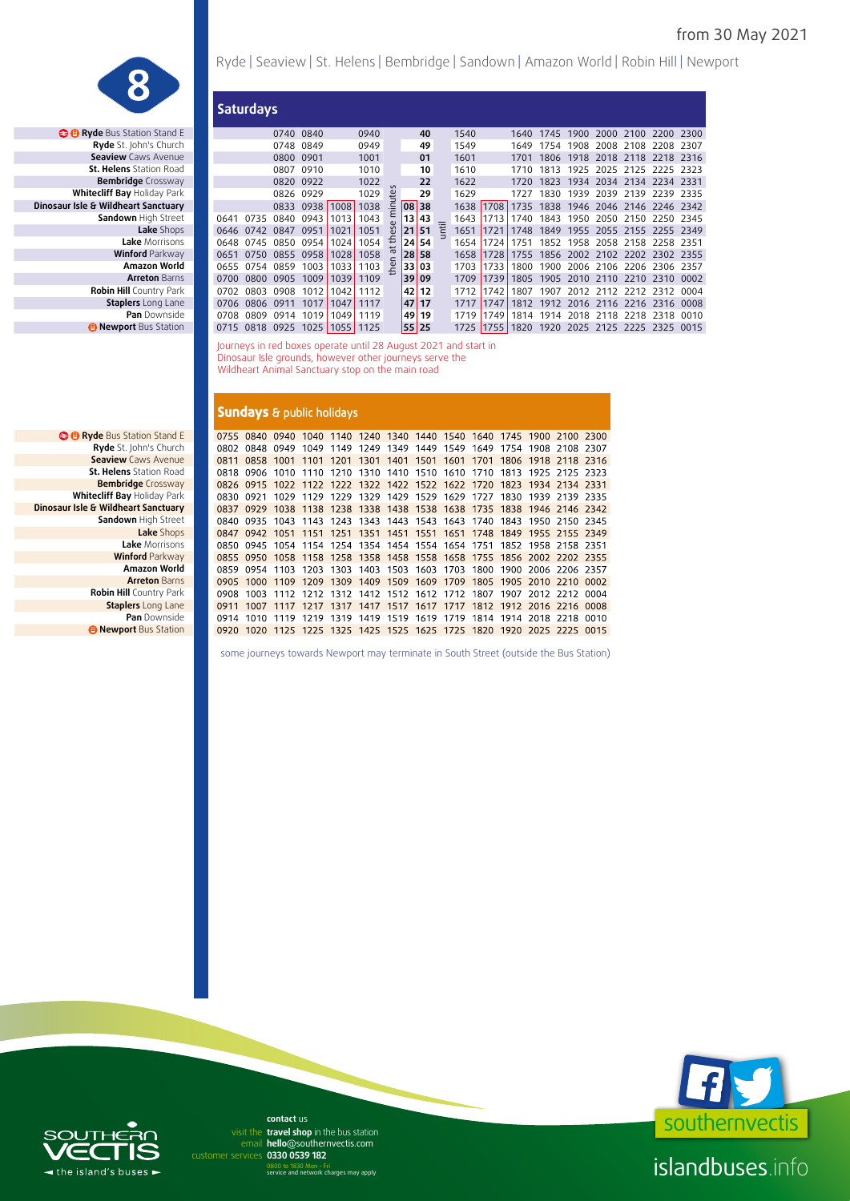from 30 May 2021

# 8

Ryde | Seaview | St. Helens | Bembridge | Sandown | Amazon World | Robin Hill | Newport

## Saturdays

| | | | | | | | | | | | | | | | | | | |
|---|---|---|---|---|---|---|---|---|---|---|---|---|---|---|---|---|---|---|
| **Ryde** Bus Station Stand E | | | 0740 | 0840 | | 0940 | then at these minutes | 40 | until | 1540 | | 1640 | 1745 | 1900 | 2000 | 2100 | 2200 | 2300 |
| **Ryde** St. John's Church | | | 0748 | 0849 | | 0949 | | 49 | | 1549 | | 1649 | 1754 | 1908 | 2008 | 2108 | 2208 | 2307 |
| **Seaview** Caws Avenue | | | 0800 | 0901 | | 1001 | | 01 | | 1601 | | 1701 | 1806 | 1918 | 2018 | 2118 | 2218 | 2316 |
| **St. Helens** Station Road | | | 0807 | 0910 | | 1010 | | 10 | | 1610 | | 1710 | 1813 | 1925 | 2025 | 2125 | 2225 | 2323 |
| **Bembridge** Crossway | | | 0820 | 0922 | | 1022 | | 22 | | 1622 | | 1720 | 1823 | 1934 | 2034 | 2134 | 2234 | 2331 |
| **Whitecliff Bay** Holiday Park | | | 0826 | 0929 | | 1029 | | 29 | | 1629 | | 1727 | 1830 | 1939 | 2039 | 2139 | 2239 | 2335 |
| **Dinosaur Isle & Wildheart Sanctuary** | | | 0833 | 0938 | 1008 | 1038 | 08 | 38 | | 1638 | 1708 | 1735 | 1838 | 1946 | 2046 | 2146 | 2246 | 2342 |
| **Sandown** High Street | 0641 | 0735 | 0840 | 0943 | 1013 | 1043 | 13 | 43 | | 1643 | 1713 | 1740 | 1843 | 1950 | 2050 | 2150 | 2250 | 2345 |
| **Lake** Shops | 0646 | 0742 | 0847 | 0951 | 1021 | 1051 | 21 | 51 | | 1651 | 1721 | 1748 | 1849 | 1955 | 2055 | 2155 | 2255 | 2349 |
| **Lake** Morrisons | 0648 | 0745 | 0850 | 0954 | 1024 | 1054 | 24 | 54 | | 1654 | 1724 | 1751 | 1852 | 1958 | 2058 | 2158 | 2258 | 2351 |
| **Winford** Parkway | 0651 | 0750 | 0855 | 0958 | 1028 | 1058 | 28 | 58 | | 1658 | 1728 | 1755 | 1856 | 2002 | 2102 | 2202 | 2302 | 2355 |
| **Amazon World** | 0655 | 0754 | 0859 | 1003 | 1033 | 1103 | 33 | 03 | | 1703 | 1733 | 1800 | 1900 | 2006 | 2106 | 2206 | 2306 | 2357 |
| **Arreton** Barns | 0700 | 0800 | 0905 | 1009 | 1039 | 1109 | 39 | 09 | | 1709 | 1739 | 1805 | 1905 | 2010 | 2110 | 2210 | 2310 | 0002 |
| **Robin Hill** Country Park | 0702 | 0803 | 0908 | 1012 | 1042 | 1112 | 42 | 12 | | 1712 | 1742 | 1807 | 1907 | 2012 | 2112 | 2212 | 2312 | 0004 |
| **Staplers** Long Lane | 0706 | 0806 | 0911 | 1017 | 1047 | 1117 | 47 | 17 | | 1717 | 1747 | 1812 | 1912 | 2016 | 2116 | 2216 | 2316 | 0008 |
| **Pan** Downside | 0708 | 0809 | 0914 | 1019 | 1049 | 1119 | 49 | 19 | | 1719 | 1749 | 1814 | 1914 | 2018 | 2118 | 2218 | 2318 | 0010 |
| **Newport** Bus Station | 0715 | 0818 | 0925 | 1025 | 1055 | 1125 | 55 | 25 | | 1725 | 1755 | 1820 | 1920 | 2025 | 2125 | 2225 | 2325 | 0015 |

Journeys in red boxes operate until 28 August 2021 and start in Dinosaur Isle grounds, however other journeys serve the Wildheart Animal Sanctuary stop on the main road

## Sundays & public holidays

| | | | | | | | | | | | | | |
|---|---|---|---|---|---|---|---|---|---|---|---|---|---|
| **Ryde** Bus Station Stand E | 0755 | 0840 | 0940 | 1040 | 1140 | 1240 | 1340 | 1440 | 1540 | 1640 | 1745 | 1900 | 2100 | 2300 |
| **Ryde** St. John's Church | 0802 | 0848 | 0949 | 1049 | 1149 | 1249 | 1349 | 1449 | 1549 | 1649 | 1754 | 1908 | 2108 | 2307 |
| **Seaview** Caws Avenue | 0811 | 0858 | 1001 | 1101 | 1201 | 1301 | 1401 | 1501 | 1601 | 1701 | 1806 | 1918 | 2118 | 2316 |
| **St. Helens** Station Road | 0818 | 0906 | 1010 | 1110 | 1210 | 1310 | 1410 | 1510 | 1610 | 1710 | 1813 | 1925 | 2125 | 2323 |
| **Bembridge** Crossway | 0826 | 0915 | 1022 | 1122 | 1222 | 1322 | 1422 | 1522 | 1622 | 1720 | 1823 | 1934 | 2134 | 2331 |
| **Whitecliff Bay** Holiday Park | 0830 | 0921 | 1029 | 1129 | 1229 | 1329 | 1429 | 1529 | 1629 | 1727 | 1830 | 1939 | 2139 | 2335 |
| **Dinosaur Isle & Wildheart Sanctuary** | 0837 | 0929 | 1038 | 1138 | 1238 | 1338 | 1438 | 1538 | 1638 | 1735 | 1838 | 1946 | 2146 | 2342 |
| **Sandown** High Street | 0840 | 0935 | 1043 | 1143 | 1243 | 1343 | 1443 | 1543 | 1643 | 1740 | 1843 | 1950 | 2150 | 2345 |
| **Lake** Shops | 0847 | 0942 | 1051 | 1151 | 1251 | 1351 | 1451 | 1551 | 1651 | 1748 | 1849 | 1955 | 2155 | 2349 |
| **Lake** Morrisons | 0850 | 0945 | 1054 | 1154 | 1254 | 1354 | 1454 | 1554 | 1654 | 1751 | 1852 | 1958 | 2158 | 2351 |
| **Winford** Parkway | 0855 | 0950 | 1058 | 1158 | 1258 | 1358 | 1458 | 1558 | 1658 | 1755 | 1856 | 2002 | 2202 | 2355 |
| **Amazon World** | 0859 | 0954 | 1103 | 1203 | 1303 | 1403 | 1503 | 1603 | 1703 | 1800 | 1900 | 2006 | 2206 | 2357 |
| **Arreton** Barns | 0905 | 1000 | 1109 | 1209 | 1309 | 1409 | 1509 | 1609 | 1709 | 1805 | 1905 | 2010 | 2210 | 0002 |
| **Robin Hill** Country Park | 0908 | 1003 | 1112 | 1212 | 1312 | 1412 | 1512 | 1612 | 1712 | 1807 | 1907 | 2012 | 2212 | 0004 |
| **Staplers** Long Lane | 0911 | 1007 | 1117 | 1217 | 1317 | 1417 | 1517 | 1617 | 1717 | 1812 | 1912 | 2016 | 2216 | 0008 |
| **Pan** Downside | 0914 | 1010 | 1119 | 1219 | 1319 | 1419 | 1519 | 1619 | 1719 | 1814 | 1914 | 2018 | 2218 | 0010 |
| **Newport** Bus Station | 0920 | 1020 | 1125 | 1225 | 1325 | 1425 | 1525 | 1625 | 1725 | 1820 | 1920 | 2025 | 2225 | 0015 |

some journeys towards Newport may terminate in South Street (outside the Bus Station)

SOUTHERN VECTIS — the island's buses

**contact** us
visit the **travel shop** in the bus station
email **hello**@southernvectis.com
customer services **0330 0539 182**
0800 to 1830 Mon - Fri
service and network charges may apply

southernvectis

islandbuses.info